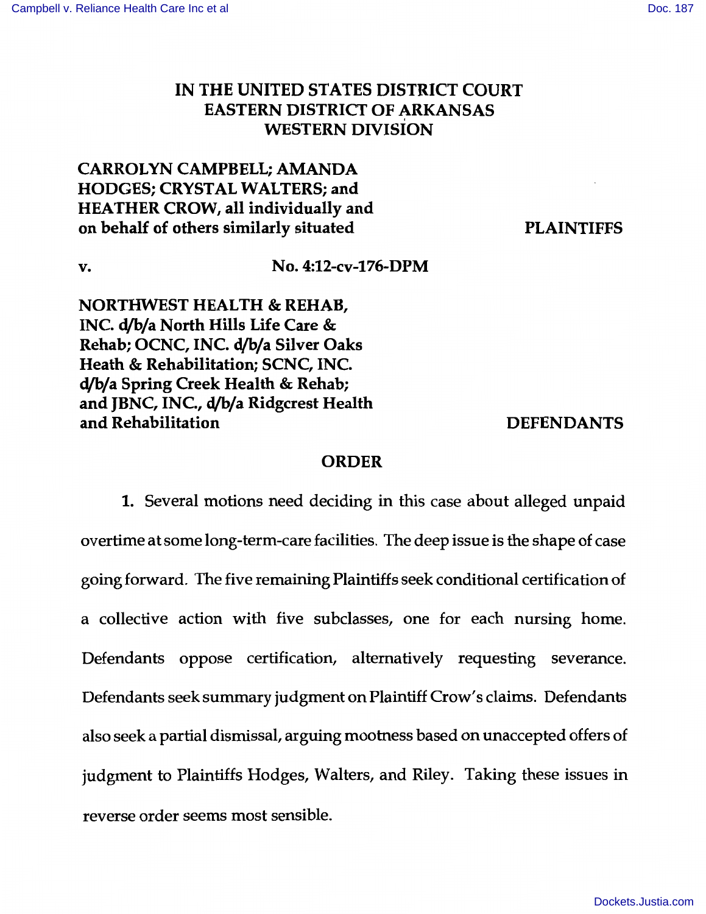# IN THE UNITED STATES DISTRICT COURT
# EASTERN DISTRICT OF ARKANSAS
# WESTERN DIVISION

**CARROLYN CAMPBELL; AMANDA HODGES; CRYSTAL WALTERS; and HEATHER CROW, all individually and on behalf of others similarly situated** **PLAINTIFFS**

**v.** **No. 4:12-cv-176-DPM**

**NORTHWEST HEALTH & REHAB, INC. d/b/a North Hills Life Care & Rehab; OCNC, INC. d/b/a Silver Oaks Heath & Rehabilitation; SCNC, INC. d/b/a Spring Creek Health & Rehab; and JBNC, INC., d/b/a Ridgcrest Health and Rehabilitation** **DEFENDANTS**

## ORDER

**1.** Several motions need deciding in this case about alleged unpaid overtime at some long-term-care facilities. The deep issue is the shape of case going forward. The five remaining Plaintiffs seek conditional certification of a collective action with five subclasses, one for each nursing home. Defendants oppose certification, alternatively requesting severance. Defendants seek summary judgment on Plaintiff Crow's claims. Defendants also seek a partial dismissal, arguing mootness based on unaccepted offers of judgment to Plaintiffs Hodges, Walters, and Riley. Taking these issues in reverse order seems most sensible.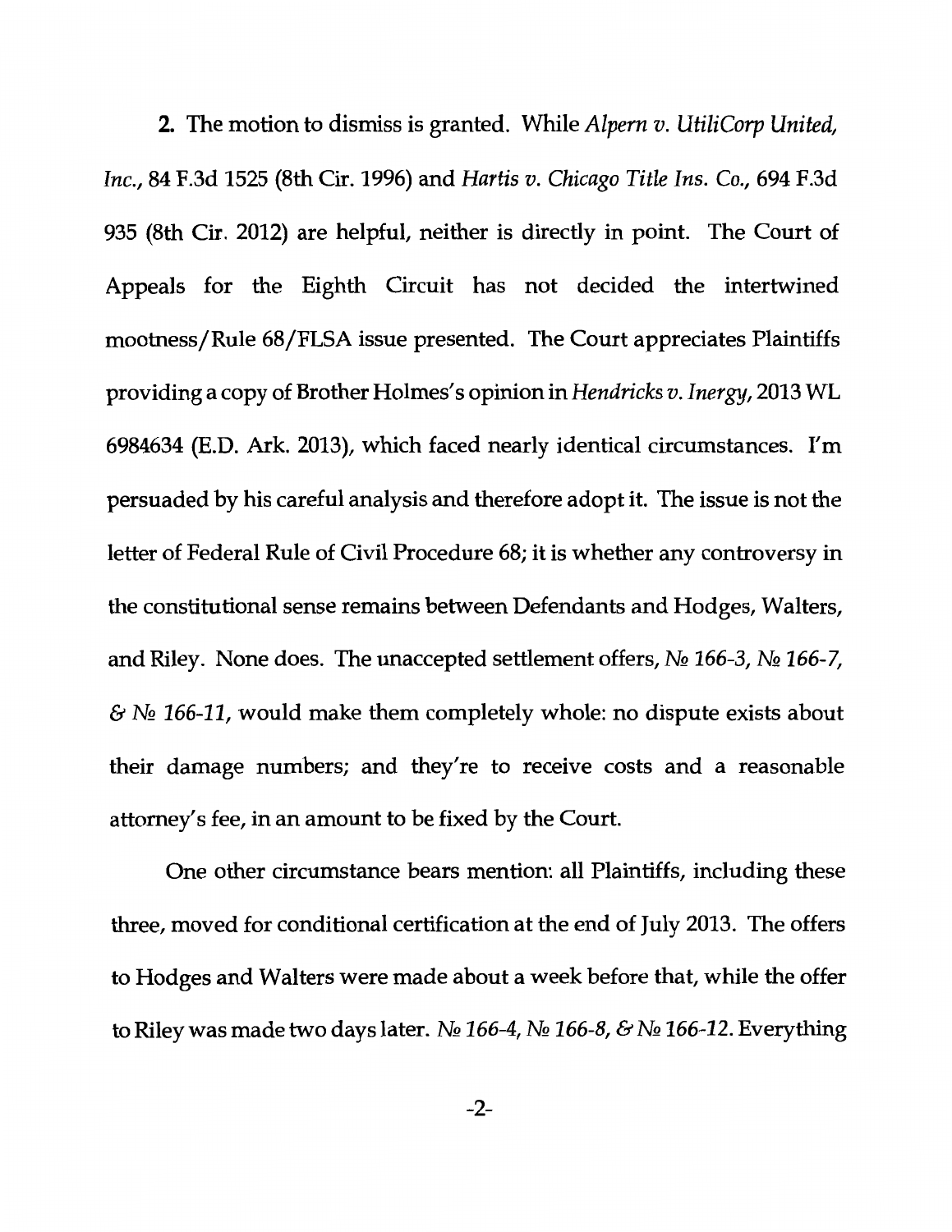**2.** The motion to dismiss is granted. While *Alpern v. UtiliCorp United, Inc.*, 84 F.3d 1525 (8th Cir. 1996) and *Hartis v. Chicago Title Ins. Co.*, 694 F.3d 935 (8th Cir. 2012) are helpful, neither is directly in point. The Court of Appeals for the Eighth Circuit has not decided the intertwined mootness/Rule 68/FLSA issue presented. The Court appreciates Plaintiffs providing a copy of Brother Holmes's opinion in *Hendricks v. Inergy*, 2013 WL 6984634 (E.D. Ark. 2013), which faced nearly identical circumstances. I'm persuaded by his careful analysis and therefore adopt it. The issue is not the letter of Federal Rule of Civil Procedure 68; it is whether any controversy in the constitutional sense remains between Defendants and Hodges, Walters, and Riley. None does. The unaccepted settlement offers, *№ 166-3, № 166-7, & № 166-11*, would make them completely whole: no dispute exists about their damage numbers; and they're to receive costs and a reasonable attorney's fee, in an amount to be fixed by the Court.

One other circumstance bears mention: all Plaintiffs, including these three, moved for conditional certification at the end of July 2013. The offers to Hodges and Walters were made about a week before that, while the offer to Riley was made two days later. *№ 166-4, № 166-8, & № 166-12*. Everything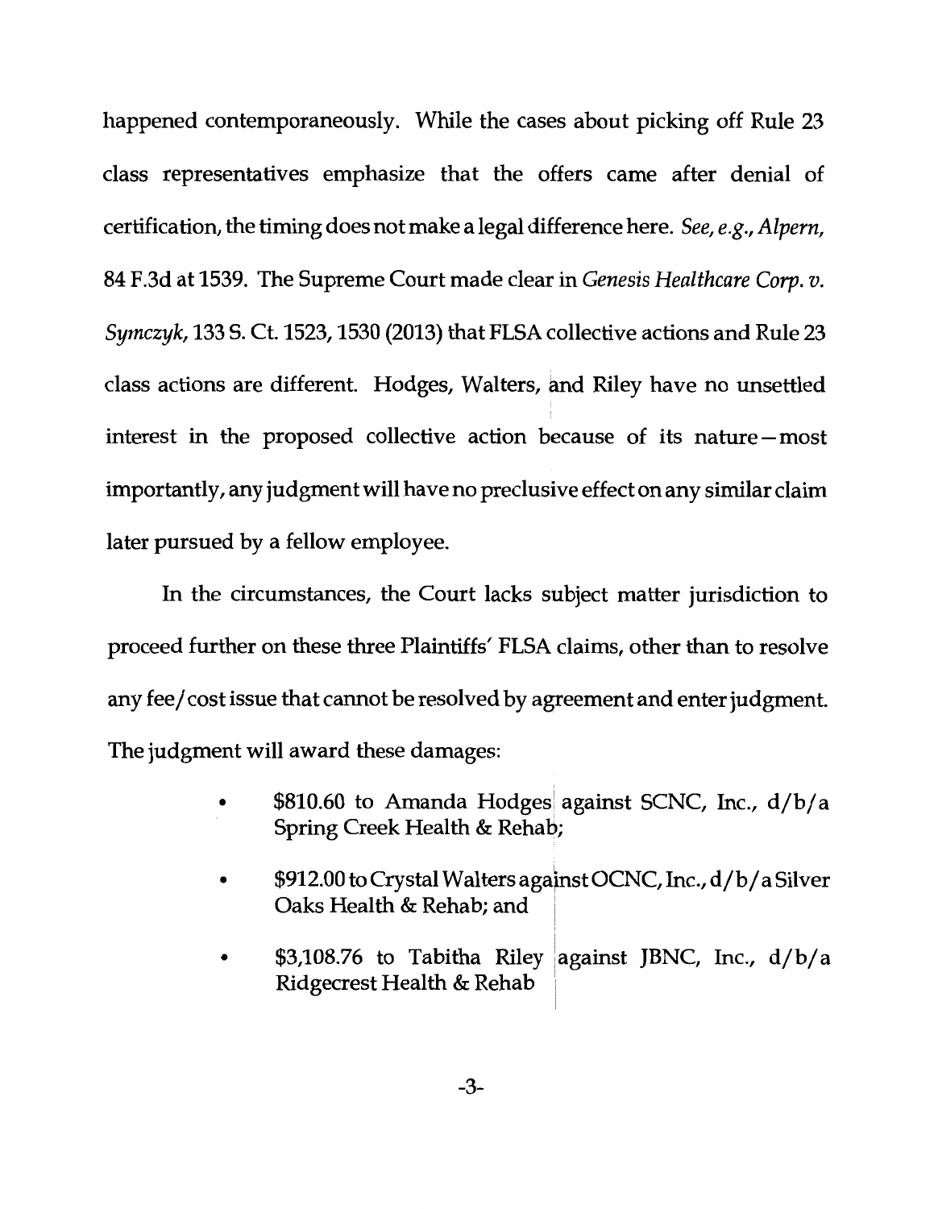happened contemporaneously. While the cases about picking off Rule 23 class representatives emphasize that the offers came after denial of certification, the timing does not make a legal difference here. *See, e.g., Alpern*, 84 F.3d at 1539. The Supreme Court made clear in *Genesis Healthcare Corp. v. Symczyk*, 133 S. Ct. 1523, 1530 (2013) that FLSA collective actions and Rule 23 class actions are different. Hodges, Walters, and Riley have no unsettled interest in the proposed collective action because of its nature—most importantly, any judgment will have no preclusive effect on any similar claim later pursued by a fellow employee.

In the circumstances, the Court lacks subject matter jurisdiction to proceed further on these three Plaintiffs' FLSA claims, other than to resolve any fee/cost issue that cannot be resolved by agreement and enter judgment. The judgment will award these damages:

- $810.60 to Amanda Hodges against SCNC, Inc., d/b/a Spring Creek Health & Rehab;
- $912.00 to Crystal Walters against OCNC, Inc., d/b/a Silver Oaks Health & Rehab; and
- $3,108.76 to Tabitha Riley against JBNC, Inc., d/b/a Ridgecrest Health & Rehab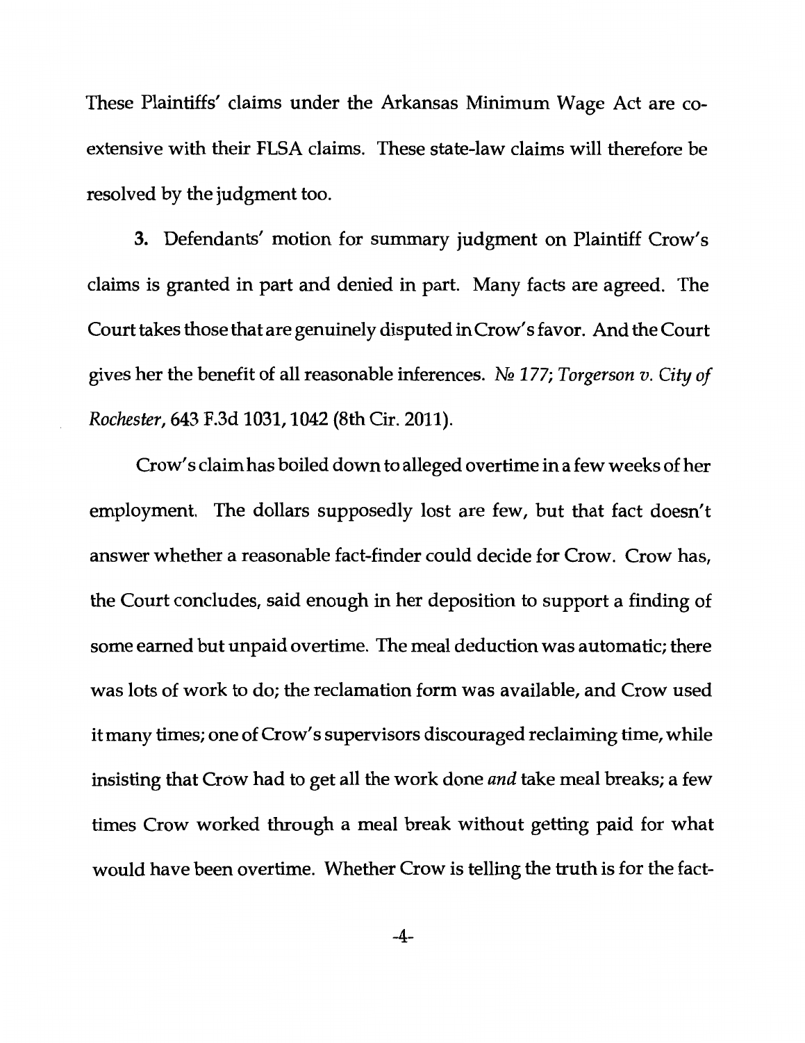These Plaintiffs' claims under the Arkansas Minimum Wage Act are co-extensive with their FLSA claims. These state-law claims will therefore be resolved by the judgment too.

**3.** Defendants' motion for summary judgment on Plaintiff Crow's claims is granted in part and denied in part. Many facts are agreed. The Court takes those that are genuinely disputed in Crow's favor. And the Court gives her the benefit of all reasonable inferences. *№ 177*; *Torgerson v. City of Rochester*, 643 F.3d 1031, 1042 (8th Cir. 2011).

Crow's claim has boiled down to alleged overtime in a few weeks of her employment. The dollars supposedly lost are few, but that fact doesn't answer whether a reasonable fact-finder could decide for Crow. Crow has, the Court concludes, said enough in her deposition to support a finding of some earned but unpaid overtime. The meal deduction was automatic; there was lots of work to do; the reclamation form was available, and Crow used it many times; one of Crow's supervisors discouraged reclaiming time, while insisting that Crow had to get all the work done *and* take meal breaks; a few times Crow worked through a meal break without getting paid for what would have been overtime. Whether Crow is telling the truth is for the fact-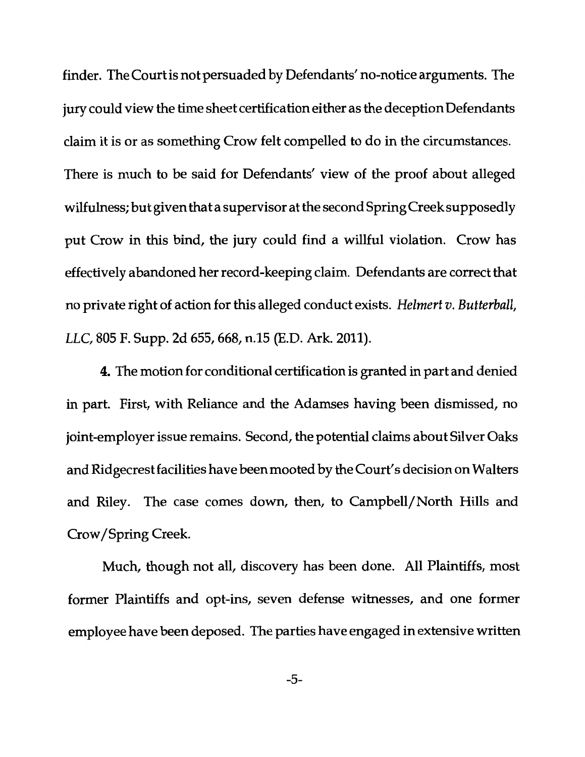finder. The Court is not persuaded by Defendants' no-notice arguments. The jury could view the time sheet certification either as the deception Defendants claim it is or as something Crow felt compelled to do in the circumstances. There is much to be said for Defendants' view of the proof about alleged wilfulness; but given that a supervisor at the second Spring Creek supposedly put Crow in this bind, the jury could find a willful violation. Crow has effectively abandoned her record-keeping claim. Defendants are correct that no private right of action for this alleged conduct exists. *Helmert v. Butterball, LLC*, 805 F. Supp. 2d 655, 668, n.15 (E.D. Ark. 2011).

**4.** The motion for conditional certification is granted in part and denied in part. First, with Reliance and the Adamses having been dismissed, no joint-employer issue remains. Second, the potential claims about Silver Oaks and Ridgecrest facilities have been mooted by the Court's decision on Walters and Riley. The case comes down, then, to Campbell/North Hills and Crow/Spring Creek.

Much, though not all, discovery has been done. All Plaintiffs, most former Plaintiffs and opt-ins, seven defense witnesses, and one former employee have been deposed. The parties have engaged in extensive written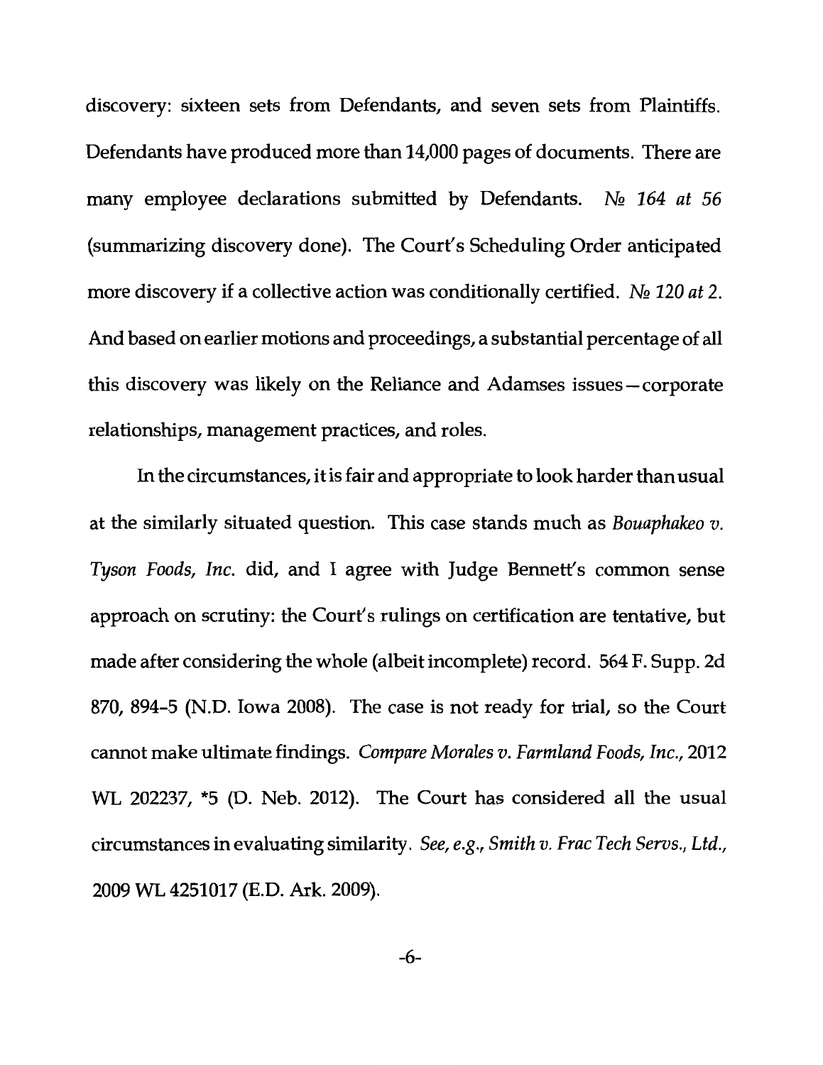discovery: sixteen sets from Defendants, and seven sets from Plaintiffs. Defendants have produced more than 14,000 pages of documents. There are many employee declarations submitted by Defendants. *№ 164 at 56* (summarizing discovery done). The Court's Scheduling Order anticipated more discovery if a collective action was conditionally certified. *№ 120 at 2*. And based on earlier motions and proceedings, a substantial percentage of all this discovery was likely on the Reliance and Adamses issues—corporate relationships, management practices, and roles.

In the circumstances, it is fair and appropriate to look harder than usual at the similarly situated question. This case stands much as *Bouaphakeo v. Tyson Foods, Inc.* did, and I agree with Judge Bennett's common sense approach on scrutiny: the Court's rulings on certification are tentative, but made after considering the whole (albeit incomplete) record. 564 F. Supp. 2d 870, 894–5 (N.D. Iowa 2008). The case is not ready for trial, so the Court cannot make ultimate findings. *Compare Morales v. Farmland Foods, Inc.*, 2012 WL 202237, *5 (D. Neb. 2012). The Court has considered all the usual circumstances in evaluating similarity. *See, e.g., Smith v. Frac Tech Servs., Ltd.*, 2009 WL 4251017 (E.D. Ark. 2009).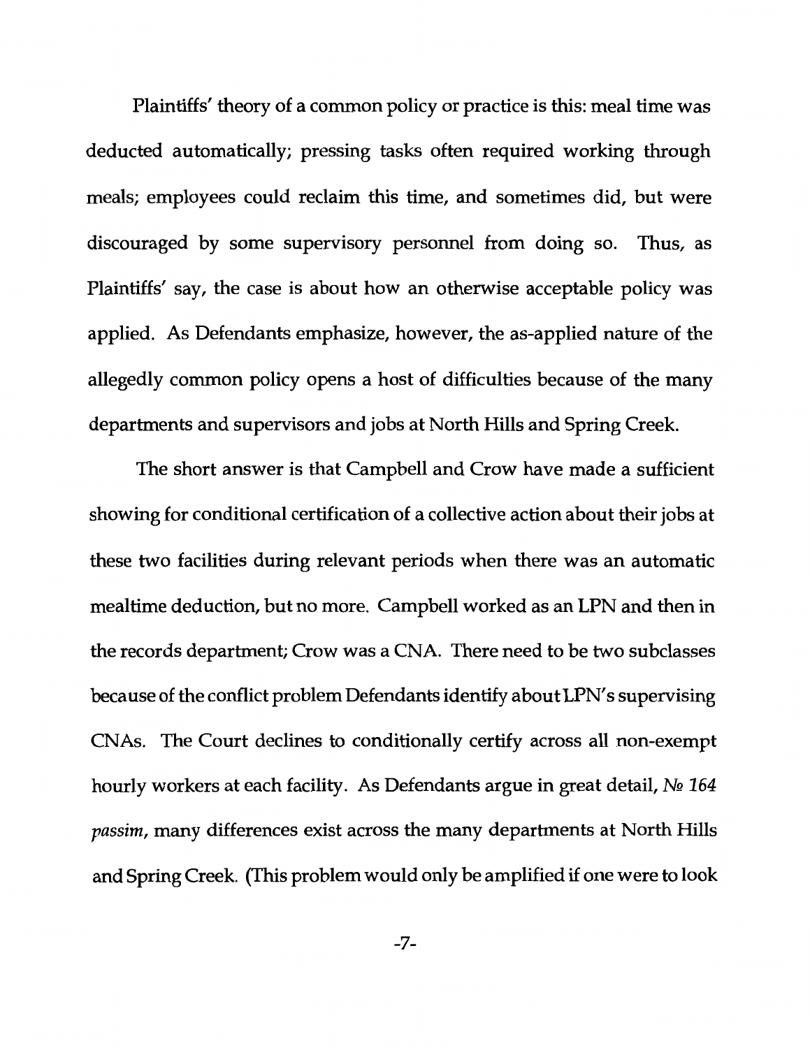Plaintiffs' theory of a common policy or practice is this: meal time was deducted automatically; pressing tasks often required working through meals; employees could reclaim this time, and sometimes did, but were discouraged by some supervisory personnel from doing so. Thus, as Plaintiffs' say, the case is about how an otherwise acceptable policy was applied. As Defendants emphasize, however, the as-applied nature of the allegedly common policy opens a host of difficulties because of the many departments and supervisors and jobs at North Hills and Spring Creek.

The short answer is that Campbell and Crow have made a sufficient showing for conditional certification of a collective action about their jobs at these two facilities during relevant periods when there was an automatic mealtime deduction, but no more. Campbell worked as an LPN and then in the records department; Crow was a CNA. There need to be two subclasses because of the conflict problem Defendants identify about LPN's supervising CNAs. The Court declines to conditionally certify across all non-exempt hourly workers at each facility. As Defendants argue in great detail, *№ 164 passim*, many differences exist across the many departments at North Hills and Spring Creek. (This problem would only be amplified if one were to look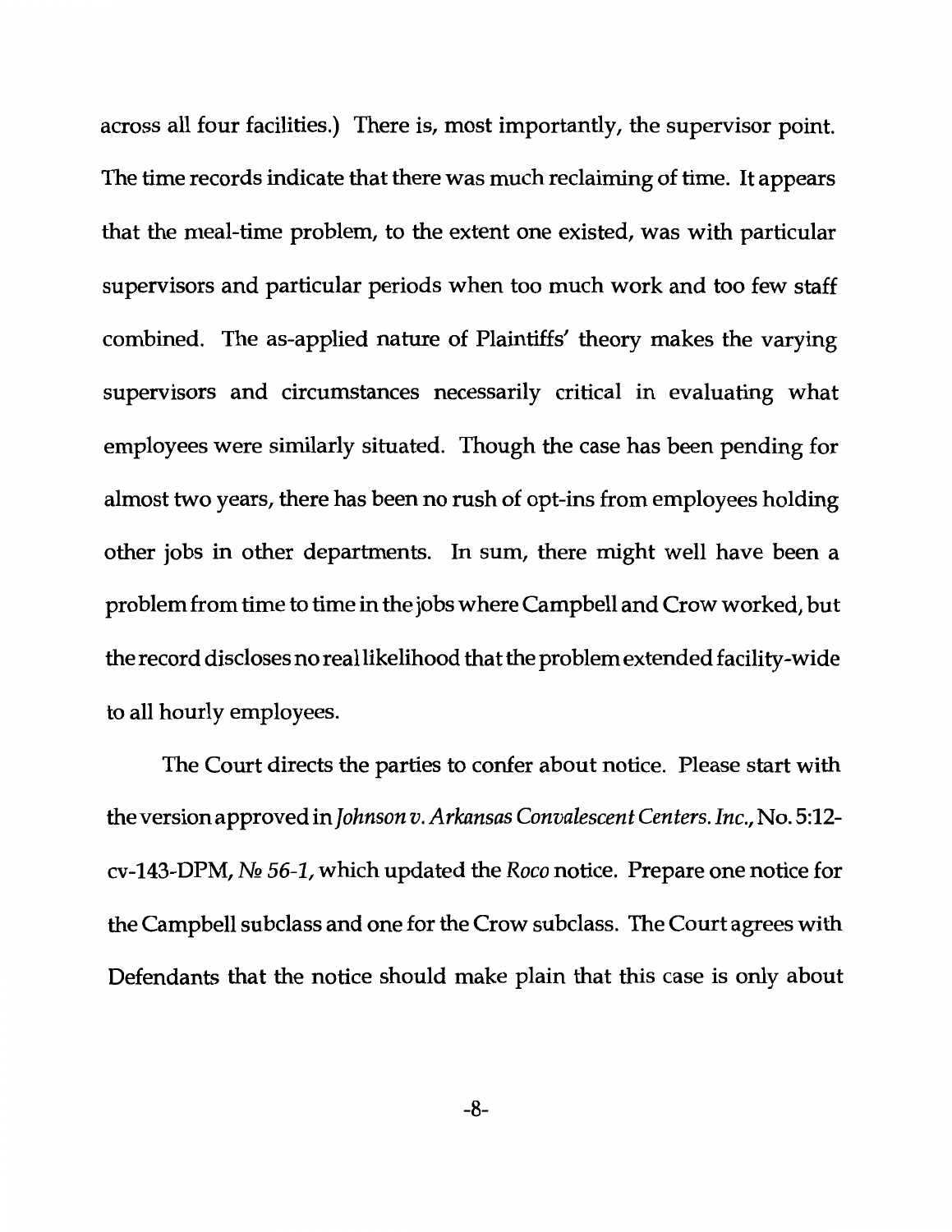across all four facilities.) There is, most importantly, the supervisor point. The time records indicate that there was much reclaiming of time. It appears that the meal-time problem, to the extent one existed, was with particular supervisors and particular periods when too much work and too few staff combined. The as-applied nature of Plaintiffs' theory makes the varying supervisors and circumstances necessarily critical in evaluating what employees were similarly situated. Though the case has been pending for almost two years, there has been no rush of opt-ins from employees holding other jobs in other departments. In sum, there might well have been a problem from time to time in the jobs where Campbell and Crow worked, but the record discloses no real likelihood that the problem extended facility-wide to all hourly employees.

The Court directs the parties to confer about notice. Please start with the version approved in *Johnson v. Arkansas Convalescent Centers. Inc.*, No. 5:12-cv-143-DPM, *№ 56-1*, which updated the *Roco* notice. Prepare one notice for the Campbell subclass and one for the Crow subclass. The Court agrees with Defendants that the notice should make plain that this case is only about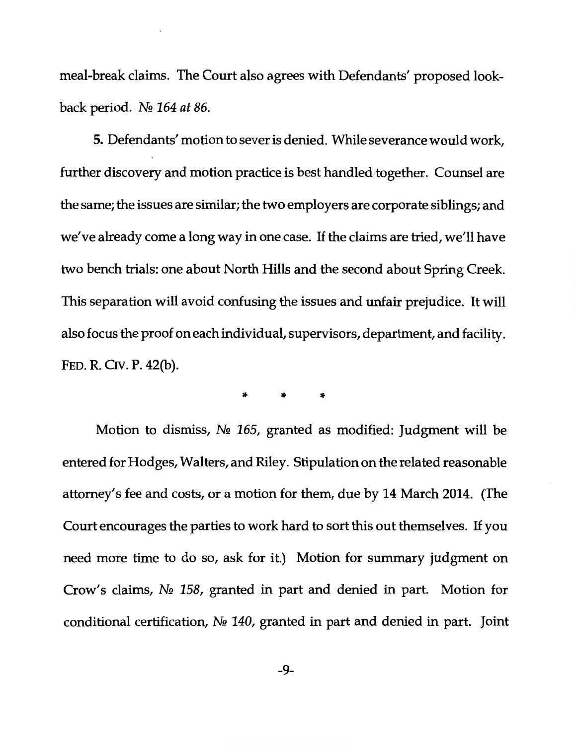meal-break claims. The Court also agrees with Defendants' proposed look-back period. *№ 164 at 86.*

**5.** Defendants' motion to sever is denied. While severance would work, further discovery and motion practice is best handled together. Counsel are the same; the issues are similar; the two employers are corporate siblings; and we've already come a long way in one case. If the claims are tried, we'll have two bench trials: one about North Hills and the second about Spring Creek. This separation will avoid confusing the issues and unfair prejudice. It will also focus the proof on each individual, supervisors, department, and facility. FED. R. CIV. P. 42(b).

\* \* \*

Motion to dismiss, *№ 165*, granted as modified: Judgment will be entered for Hodges, Walters, and Riley. Stipulation on the related reasonable attorney's fee and costs, or a motion for them, due by 14 March 2014. (The Court encourages the parties to work hard to sort this out themselves. If you need more time to do so, ask for it.) Motion for summary judgment on Crow's claims, *№ 158*, granted in part and denied in part. Motion for conditional certification, *№ 140*, granted in part and denied in part. Joint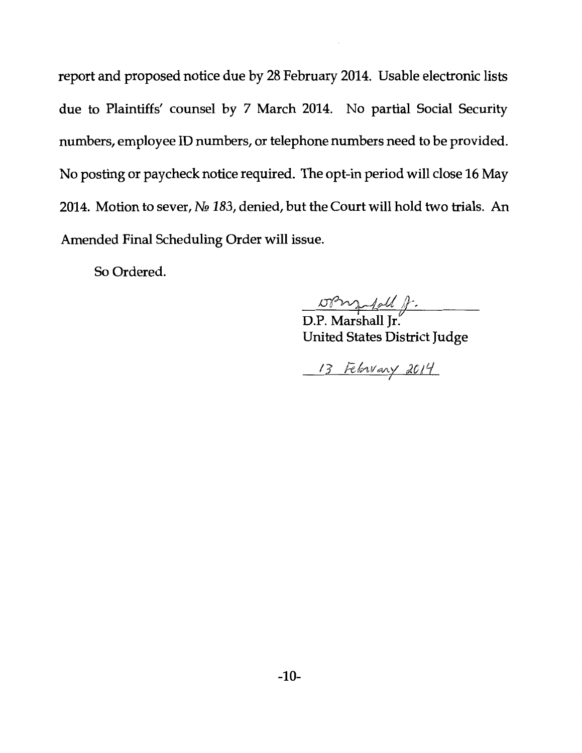report and proposed notice due by 28 February 2014. Usable electronic lists due to Plaintiffs' counsel by 7 March 2014. No partial Social Security numbers, employee ID numbers, or telephone numbers need to be provided. No posting or paycheck notice required. The opt-in period will close 16 May 2014. Motion to sever, *№ 183*, denied, but the Court will hold two trials. An Amended Final Scheduling Order will issue.

So Ordered.

D.P. Marshall Jr.
United States District Judge

13 February 2014